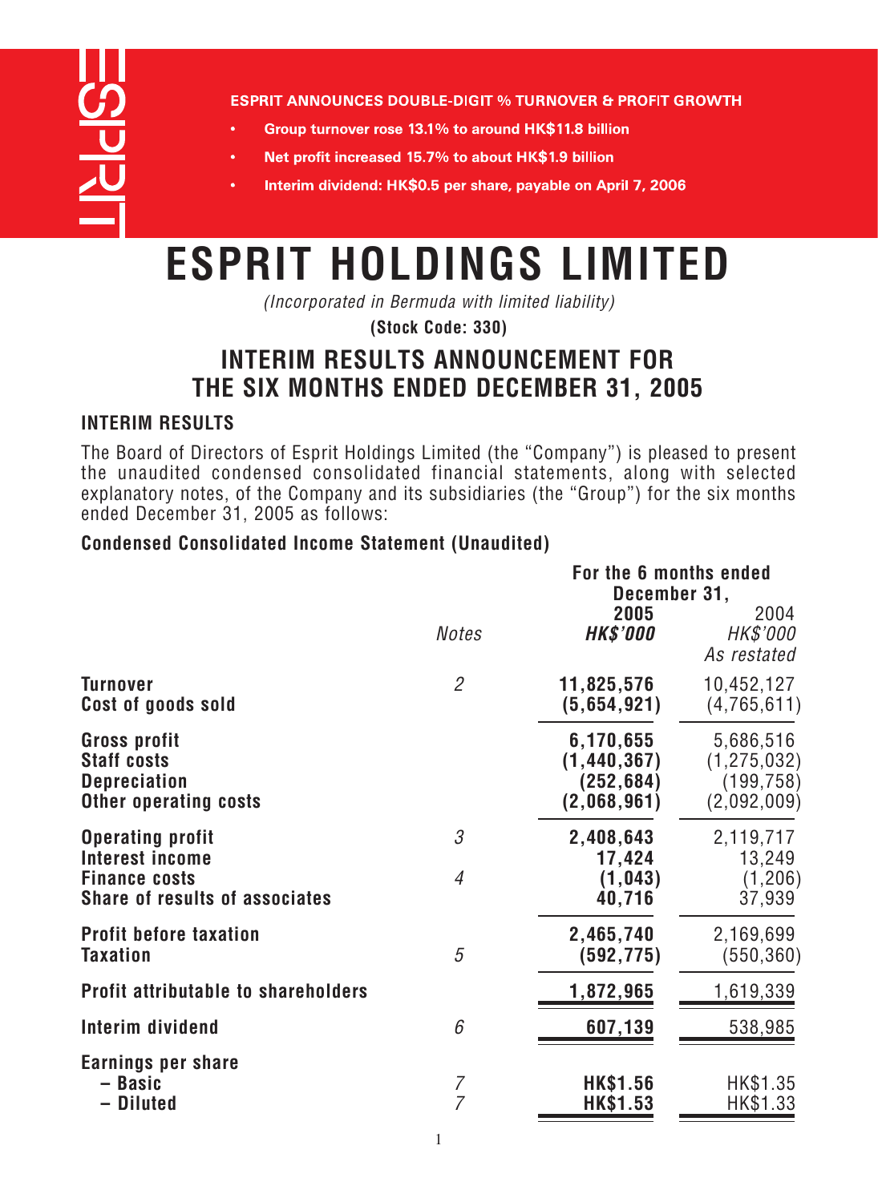**ESPRIT ANNOUNCES DOUBLE-DIGIT % TURNOVER & PROFIT GROWTH**

- **Group turnover rose 13.1% to around HK$11.8 billion**
- **Net profit increased 15.7% to about HK$1.9 billion**
- **Interim dividend: HK$0.5 per share, payable on April 7, 2006**

# ESPRIT HOLDINGS LIMITED

*(Incorporated in Bermuda with limited liability)*

**(Stock Code: 330)**

## INTERIM RESULTS ANNOUNCEMENT FOR THE SIX MONTHS ENDED DECEMBER 31, 2005

### INTERIM RESULTS

The Board of Directors of Esprit Holdings Limited (the "Company") is pleased to present the unaudited condensed consolidated financial statements, along with selected explanatory notes, of the Company and its subsidiaries (the "Group") for the six months ended December 31, 2005 as follows:

**Condensed Consolidated Income Statement (Unaudited)**

| | *Notes* | **For the 6 months ended December 31,** **2005** ***HK$'000*** | 2004 *HK$'000* *As restated* |
|---|---|---|---|
| **Turnover** | *2* | **11,825,576** | 10,452,127 |
| **Cost of goods sold** | | **(5,654,921)** | (4,765,611) |
| **Gross profit** | | **6,170,655** | 5,686,516 |
| **Staff costs** | | **(1,440,367)** | (1,275,032) |
| **Depreciation** | | **(252,684)** | (199,758) |
| **Other operating costs** | | **(2,068,961)** | (2,092,009) |
| **Operating profit** | *3* | **2,408,643** | 2,119,717 |
| **Interest income** | | **17,424** | 13,249 |
| **Finance costs** | *4* | **(1,043)** | (1,206) |
| **Share of results of associates** | | **40,716** | 37,939 |
| **Profit before taxation** | | **2,465,740** | 2,169,699 |
| **Taxation** | *5* | **(592,775)** | (550,360) |
| **Profit attributable to shareholders** | | **1,872,965** | 1,619,339 |
| **Interim dividend** | *6* | **607,139** | 538,985 |
| **Earnings per share** | | | |
| **– Basic** | *7* | **HK$1.56** | HK$1.35 |
| **– Diluted** | *7* | **HK$1.53** | HK$1.33 |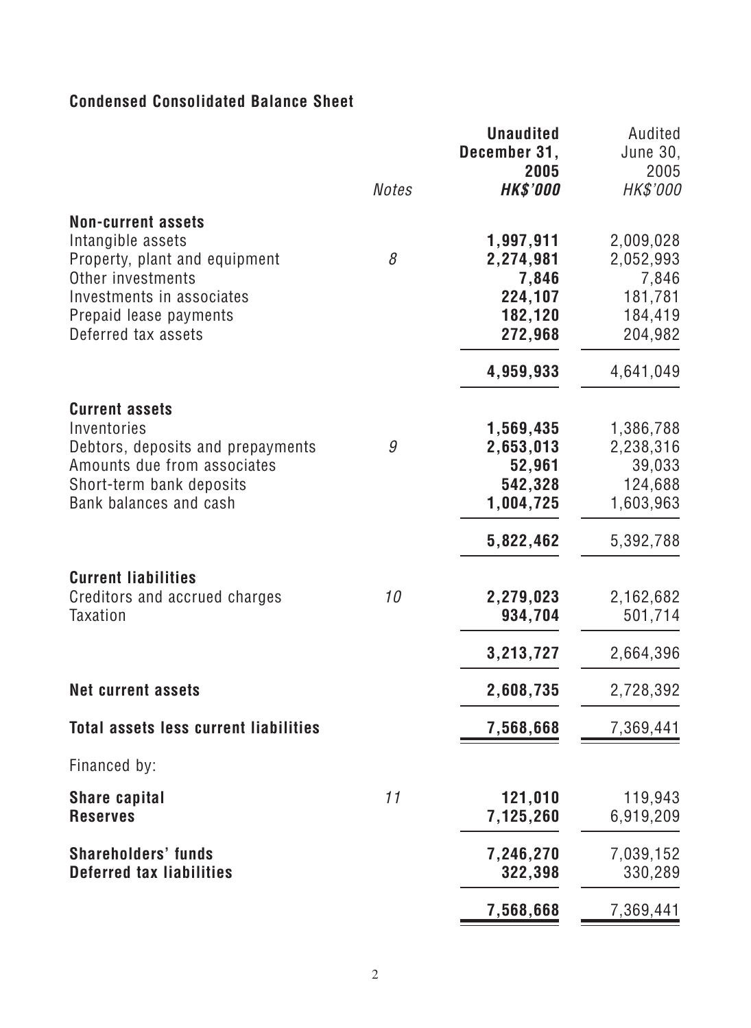## Condensed Consolidated Balance Sheet

| | Notes | Unaudited December 31, 2005 HK$'000 | Audited June 30, 2005 HK$'000 |
|---|---|---|---|
| **Non-current assets** | | | |
| Intangible assets | | **1,997,911** | 2,009,028 |
| Property, plant and equipment | *8* | **2,274,981** | 2,052,993 |
| Other investments | | **7,846** | 7,846 |
| Investments in associates | | **224,107** | 181,781 |
| Prepaid lease payments | | **182,120** | 184,419 |
| Deferred tax assets | | **272,968** | 204,982 |
| | | **4,959,933** | 4,641,049 |
| **Current assets** | | | |
| Inventories | | **1,569,435** | 1,386,788 |
| Debtors, deposits and prepayments | *9* | **2,653,013** | 2,238,316 |
| Amounts due from associates | | **52,961** | 39,033 |
| Short-term bank deposits | | **542,328** | 124,688 |
| Bank balances and cash | | **1,004,725** | 1,603,963 |
| | | **5,822,462** | 5,392,788 |
| **Current liabilities** | | | |
| Creditors and accrued charges | *10* | **2,279,023** | 2,162,682 |
| Taxation | | **934,704** | 501,714 |
| | | **3,213,727** | 2,664,396 |
| **Net current assets** | | **2,608,735** | 2,728,392 |
| **Total assets less current liabilities** | | **7,568,668** | 7,369,441 |
| Financed by: | | | |
| **Share capital** | *11* | **121,010** | 119,943 |
| **Reserves** | | **7,125,260** | 6,919,209 |
| **Shareholders' funds** | | **7,246,270** | 7,039,152 |
| **Deferred tax liabilities** | | **322,398** | 330,289 |
| | | **7,568,668** | 7,369,441 |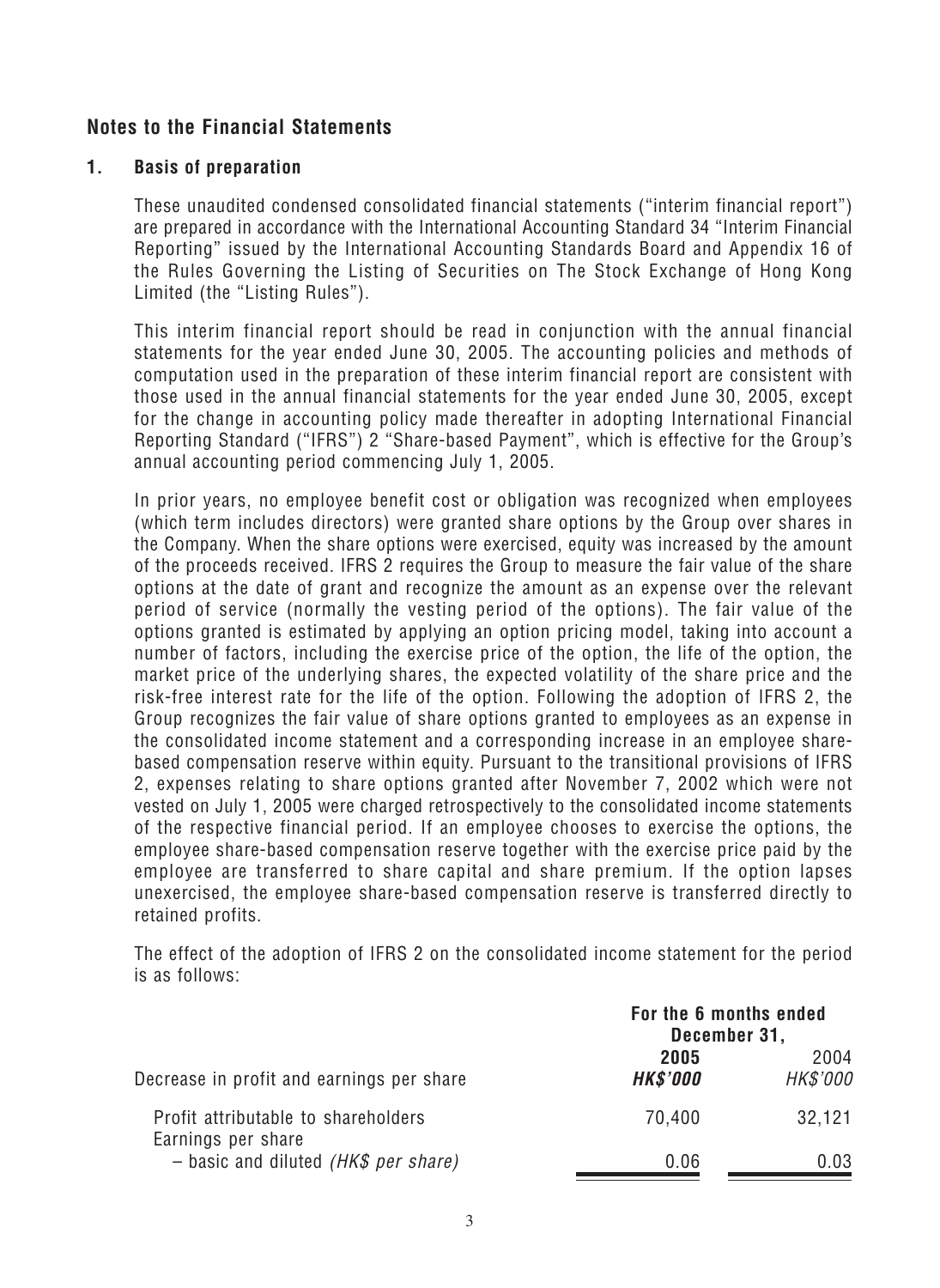## Notes to the Financial Statements

### 1. Basis of preparation

These unaudited condensed consolidated financial statements ("interim financial report") are prepared in accordance with the International Accounting Standard 34 "Interim Financial Reporting" issued by the International Accounting Standards Board and Appendix 16 of the Rules Governing the Listing of Securities on The Stock Exchange of Hong Kong Limited (the "Listing Rules").

This interim financial report should be read in conjunction with the annual financial statements for the year ended June 30, 2005. The accounting policies and methods of computation used in the preparation of these interim financial report are consistent with those used in the annual financial statements for the year ended June 30, 2005, except for the change in accounting policy made thereafter in adopting International Financial Reporting Standard ("IFRS") 2 "Share-based Payment", which is effective for the Group's annual accounting period commencing July 1, 2005.

In prior years, no employee benefit cost or obligation was recognized when employees (which term includes directors) were granted share options by the Group over shares in the Company. When the share options were exercised, equity was increased by the amount of the proceeds received. IFRS 2 requires the Group to measure the fair value of the share options at the date of grant and recognize the amount as an expense over the relevant period of service (normally the vesting period of the options). The fair value of the options granted is estimated by applying an option pricing model, taking into account a number of factors, including the exercise price of the option, the life of the option, the market price of the underlying shares, the expected volatility of the share price and the risk-free interest rate for the life of the option. Following the adoption of IFRS 2, the Group recognizes the fair value of share options granted to employees as an expense in the consolidated income statement and a corresponding increase in an employee share-based compensation reserve within equity. Pursuant to the transitional provisions of IFRS 2, expenses relating to share options granted after November 7, 2002 which were not vested on July 1, 2005 were charged retrospectively to the consolidated income statements of the respective financial period. If an employee chooses to exercise the options, the employee share-based compensation reserve together with the exercise price paid by the employee are transferred to share capital and share premium. If the option lapses unexercised, the employee share-based compensation reserve is transferred directly to retained profits.

The effect of the adoption of IFRS 2 on the consolidated income statement for the period is as follows:

| | **For the 6 months ended December 31,** | |
|---|---|---|
| Decrease in profit and earnings per share | **2005** ***HK$'000*** | 2004 *HK$'000* |
| Profit attributable to shareholders | 70,400 | 32,121 |
| Earnings per share | | |
| – basic and diluted *(HK$ per share)* | 0.06 | 0.03 |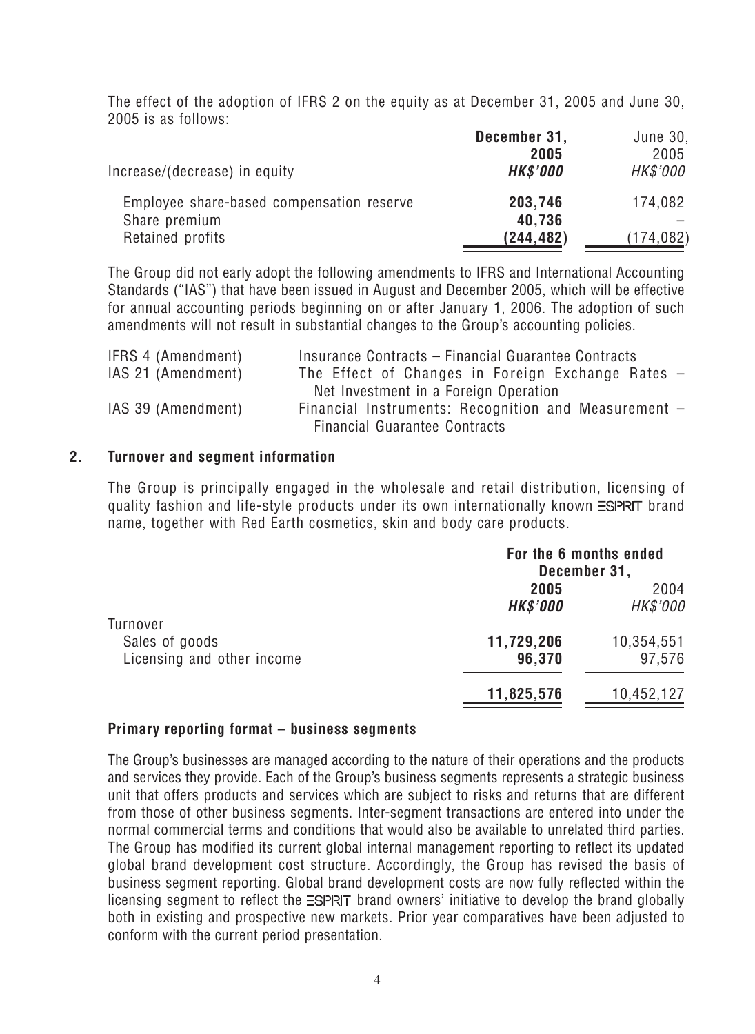The effect of the adoption of IFRS 2 on the equity as at December 31, 2005 and June 30, 2005 is as follows:

| Increase/(decrease) in equity | **December 31, 2005** ***HK$'000*** | June 30, 2005 *HK$'000* |
|---|---|---|
| Employee share-based compensation reserve | **203,746** | 174,082 |
| Share premium | **40,736** | – |
| Retained profits | **(244,482)** | (174,082) |

The Group did not early adopt the following amendments to IFRS and International Accounting Standards ("IAS") that have been issued in August and December 2005, which will be effective for annual accounting periods beginning on or after January 1, 2006. The adoption of such amendments will not result in substantial changes to the Group's accounting policies.

| | |
|---|---|
| IFRS 4 (Amendment) | Insurance Contracts – Financial Guarantee Contracts |
| IAS 21 (Amendment) | The Effect of Changes in Foreign Exchange Rates – Net Investment in a Foreign Operation |
| IAS 39 (Amendment) | Financial Instruments: Recognition and Measurement – Financial Guarantee Contracts |

## 2. Turnover and segment information

The Group is principally engaged in the wholesale and retail distribution, licensing of quality fashion and life-style products under its own internationally known ESPRIT brand name, together with Red Earth cosmetics, skin and body care products.

| | **For the 6 months ended December 31,** | |
|---|---|---|
| | **2005** ***HK$'000*** | 2004 *HK$'000* |
| Turnover | | |
| Sales of goods | **11,729,206** | 10,354,551 |
| Licensing and other income | **96,370** | 97,576 |
| | **11,825,576** | 10,452,127 |

### Primary reporting format – business segments

The Group's businesses are managed according to the nature of their operations and the products and services they provide. Each of the Group's business segments represents a strategic business unit that offers products and services which are subject to risks and returns that are different from those of other business segments. Inter-segment transactions are entered into under the normal commercial terms and conditions that would also be available to unrelated third parties. The Group has modified its current global internal management reporting to reflect its updated global brand development cost structure. Accordingly, the Group has revised the basis of business segment reporting. Global brand development costs are now fully reflected within the licensing segment to reflect the ESPRIT brand owners' initiative to develop the brand globally both in existing and prospective new markets. Prior year comparatives have been adjusted to conform with the current period presentation.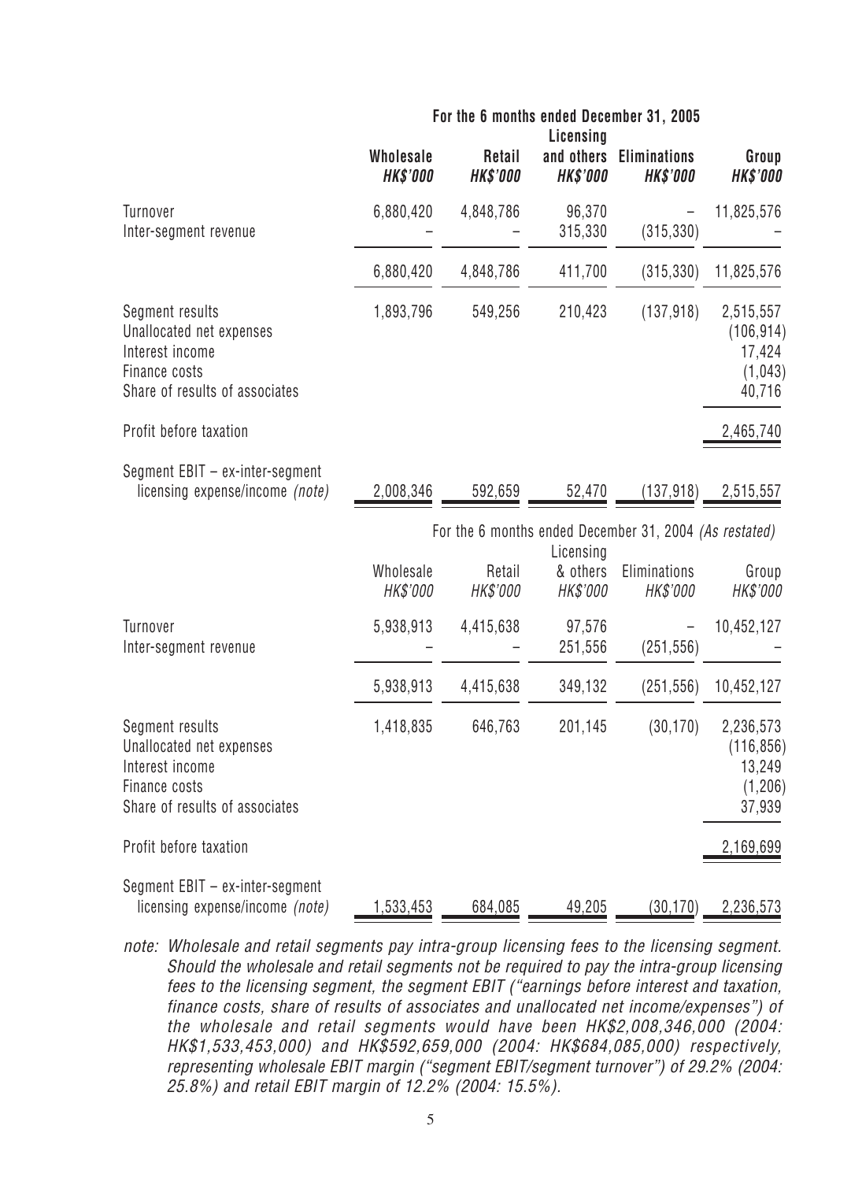| | For the 6 months ended December 31, 2005 | | | | |
|---|---|---|---|---|---|
| | **Wholesale** | **Retail** | **Licensing and others** | **Eliminations** | **Group** |
| | ***HK$'000*** | ***HK$'000*** | ***HK$'000*** | ***HK$'000*** | ***HK$'000*** |
| Turnover | 6,880,420 | 4,848,786 | 96,370 | – | 11,825,576 |
| Inter-segment revenue | – | – | 315,330 | (315,330) | – |
| | 6,880,420 | 4,848,786 | 411,700 | (315,330) | 11,825,576 |
| Segment results | 1,893,796 | 549,256 | 210,423 | (137,918) | 2,515,557 |
| Unallocated net expenses | | | | | (106,914) |
| Interest income | | | | | 17,424 |
| Finance costs | | | | | (1,043) |
| Share of results of associates | | | | | 40,716 |
| Profit before taxation | | | | | 2,465,740 |
| Segment EBIT – ex-inter-segment licensing expense/income *(note)* | 2,008,346 | 592,659 | 52,470 | (137,918) | 2,515,557 |

| | For the 6 months ended December 31, 2004 *(As restated)* | | | | |
|---|---|---|---|---|---|
| | Wholesale | Retail | Licensing & others | Eliminations | Group |
| | *HK$'000* | *HK$'000* | *HK$'000* | *HK$'000* | *HK$'000* |
| Turnover | 5,938,913 | 4,415,638 | 97,576 | – | 10,452,127 |
| Inter-segment revenue | – | – | 251,556 | (251,556) | – |
| | 5,938,913 | 4,415,638 | 349,132 | (251,556) | 10,452,127 |
| Segment results | 1,418,835 | 646,763 | 201,145 | (30,170) | 2,236,573 |
| Unallocated net expenses | | | | | (116,856) |
| Interest income | | | | | 13,249 |
| Finance costs | | | | | (1,206) |
| Share of results of associates | | | | | 37,939 |
| Profit before taxation | | | | | 2,169,699 |
| Segment EBIT – ex-inter-segment licensing expense/income *(note)* | 1,533,453 | 684,085 | 49,205 | (30,170) | 2,236,573 |

*note: Wholesale and retail segments pay intra-group licensing fees to the licensing segment. Should the wholesale and retail segments not be required to pay the intra-group licensing fees to the licensing segment, the segment EBIT ("earnings before interest and taxation, finance costs, share of results of associates and unallocated net income/expenses") of the wholesale and retail segments would have been HK$2,008,346,000 (2004: HK$1,533,453,000) and HK$592,659,000 (2004: HK$684,085,000) respectively, representing wholesale EBIT margin ("segment EBIT/segment turnover") of 29.2% (2004: 25.8%) and retail EBIT margin of 12.2% (2004: 15.5%).*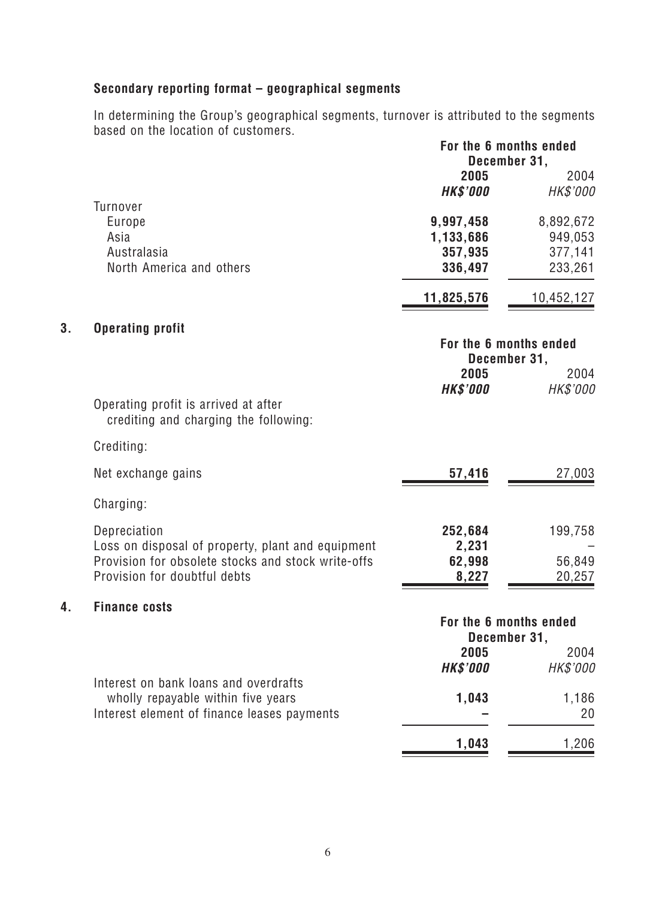**Secondary reporting format – geographical segments**

In determining the Group's geographical segments, turnover is attributed to the segments based on the location of customers.

| | For the 6 months ended December 31, | |
|---|---|---|
| | **2005** | 2004 |
| | ***HK$'000*** | *HK$'000* |
| Turnover | | |
| Europe | **9,997,458** | 8,892,672 |
| Asia | **1,133,686** | 949,053 |
| Australasia | **357,935** | 377,141 |
| North America and others | **336,497** | 233,261 |
| | **11,825,576** | 10,452,127 |

## 3. Operating profit

| | For the 6 months ended December 31, | |
|---|---|---|
| | **2005** | 2004 |
| | ***HK$'000*** | *HK$'000* |
| Operating profit is arrived at after crediting and charging the following: | | |
| Crediting: | | |
| Net exchange gains | **57,416** | 27,003 |
| Charging: | | |
| Depreciation | **252,684** | 199,758 |
| Loss on disposal of property, plant and equipment | **2,231** | – |
| Provision for obsolete stocks and stock write-offs | **62,998** | 56,849 |
| Provision for doubtful debts | **8,227** | 20,257 |

## 4. Finance costs

| | For the 6 months ended December 31, | |
|---|---|---|
| | **2005** | 2004 |
| | ***HK$'000*** | *HK$'000* |
| Interest on bank loans and overdrafts wholly repayable within five years | **1,043** | 1,186 |
| Interest element of finance leases payments | **–** | 20 |
| | **1,043** | 1,206 |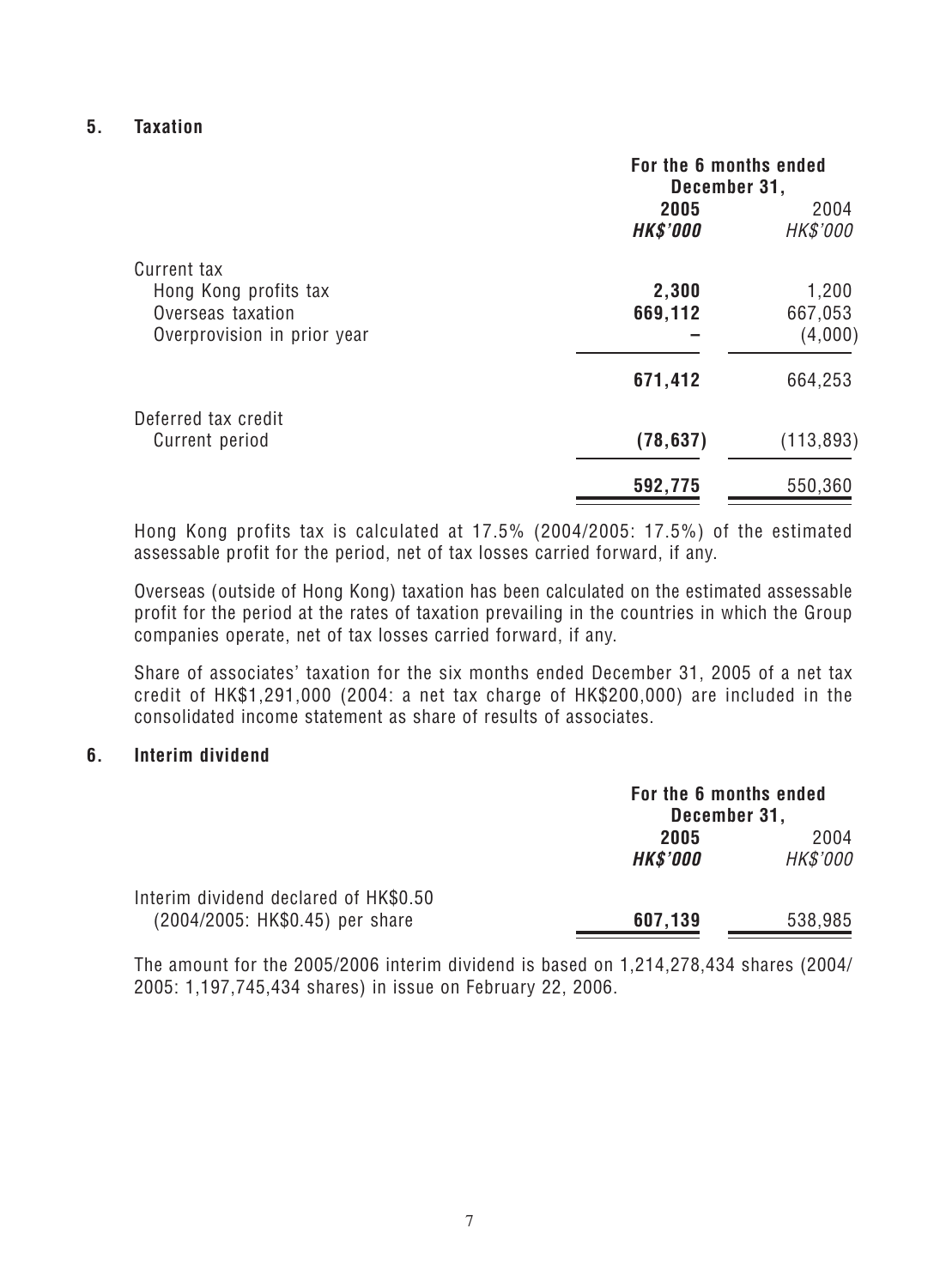## 5. Taxation

| | For the 6 months ended December 31, | |
|---|---|---|
| | **2005** | 2004 |
| | ***HK$'000*** | *HK$'000* |
| Current tax | | |
| Hong Kong profits tax | **2,300** | 1,200 |
| Overseas taxation | **669,112** | 667,053 |
| Overprovision in prior year | **–** | (4,000) |
| | **671,412** | 664,253 |
| Deferred tax credit | | |
| Current period | **(78,637)** | (113,893) |
| | **592,775** | 550,360 |

Hong Kong profits tax is calculated at 17.5% (2004/2005: 17.5%) of the estimated assessable profit for the period, net of tax losses carried forward, if any.

Overseas (outside of Hong Kong) taxation has been calculated on the estimated assessable profit for the period at the rates of taxation prevailing in the countries in which the Group companies operate, net of tax losses carried forward, if any.

Share of associates' taxation for the six months ended December 31, 2005 of a net tax credit of HK$1,291,000 (2004: a net tax charge of HK$200,000) are included in the consolidated income statement as share of results of associates.

## 6. Interim dividend

| | For the 6 months ended December 31, | |
|---|---|---|
| | **2005** | 2004 |
| | ***HK$'000*** | *HK$'000* |
| Interim dividend declared of HK$0.50 (2004/2005: HK$0.45) per share | **607,139** | 538,985 |

The amount for the 2005/2006 interim dividend is based on 1,214,278,434 shares (2004/2005: 1,197,745,434 shares) in issue on February 22, 2006.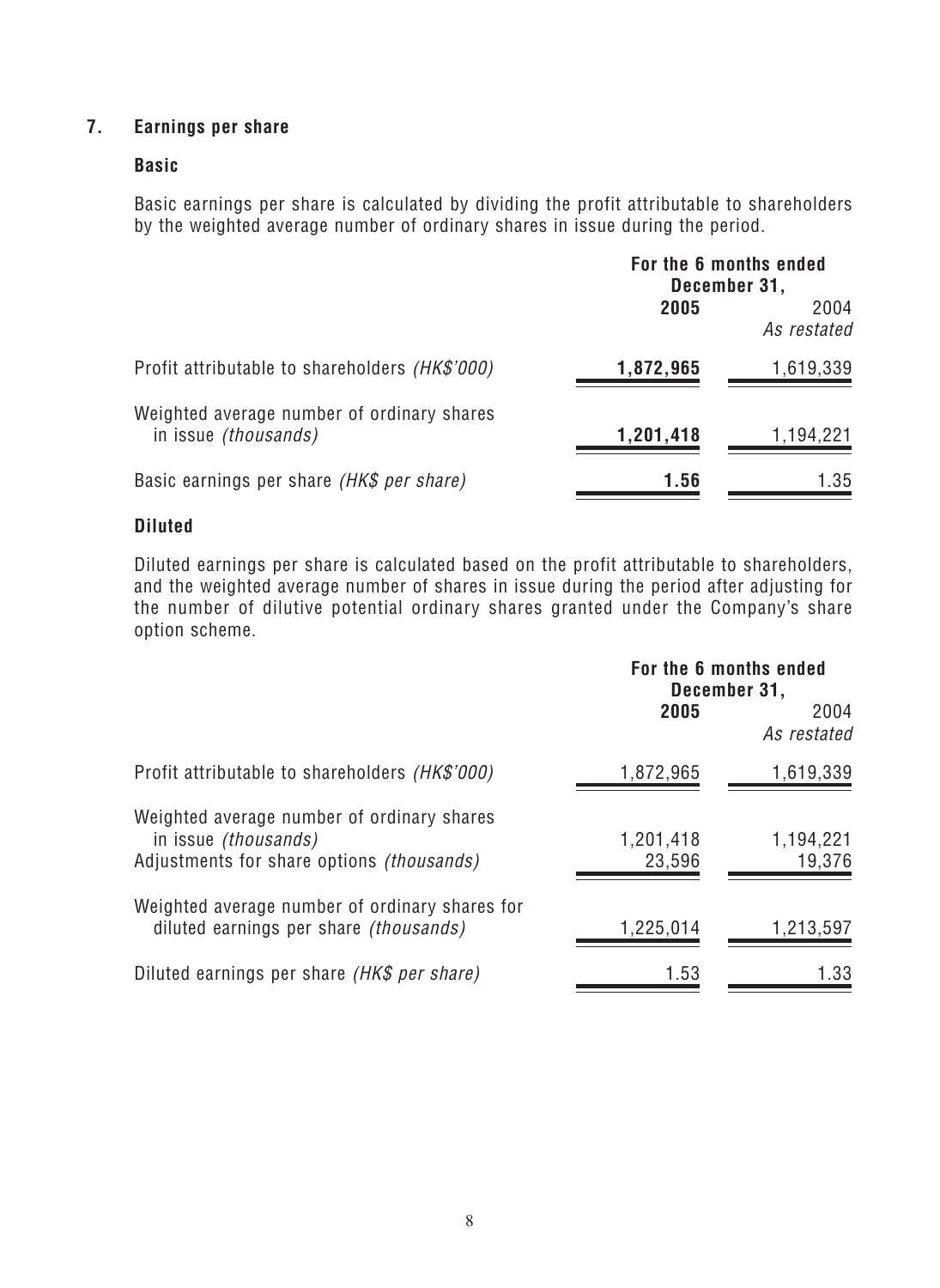## 7. Earnings per share

### Basic

Basic earnings per share is calculated by dividing the profit attributable to shareholders by the weighted average number of ordinary shares in issue during the period.

| | For the 6 months ended December 31, | |
|---|---|---|
| | **2005** | 2004 *As restated* |
| Profit attributable to shareholders *(HK$'000)* | **1,872,965** | 1,619,339 |
| Weighted average number of ordinary shares in issue *(thousands)* | **1,201,418** | 1,194,221 |
| Basic earnings per share *(HK$ per share)* | **1.56** | 1.35 |

### Diluted

Diluted earnings per share is calculated based on the profit attributable to shareholders, and the weighted average number of shares in issue during the period after adjusting for the number of dilutive potential ordinary shares granted under the Company's share option scheme.

| | For the 6 months ended December 31, | |
|---|---|---|
| | **2005** | 2004 *As restated* |
| Profit attributable to shareholders *(HK$'000)* | 1,872,965 | 1,619,339 |
| Weighted average number of ordinary shares in issue *(thousands)* | 1,201,418 | 1,194,221 |
| Adjustments for share options *(thousands)* | 23,596 | 19,376 |
| Weighted average number of ordinary shares for diluted earnings per share *(thousands)* | 1,225,014 | 1,213,597 |
| Diluted earnings per share *(HK$ per share)* | 1.53 | 1.33 |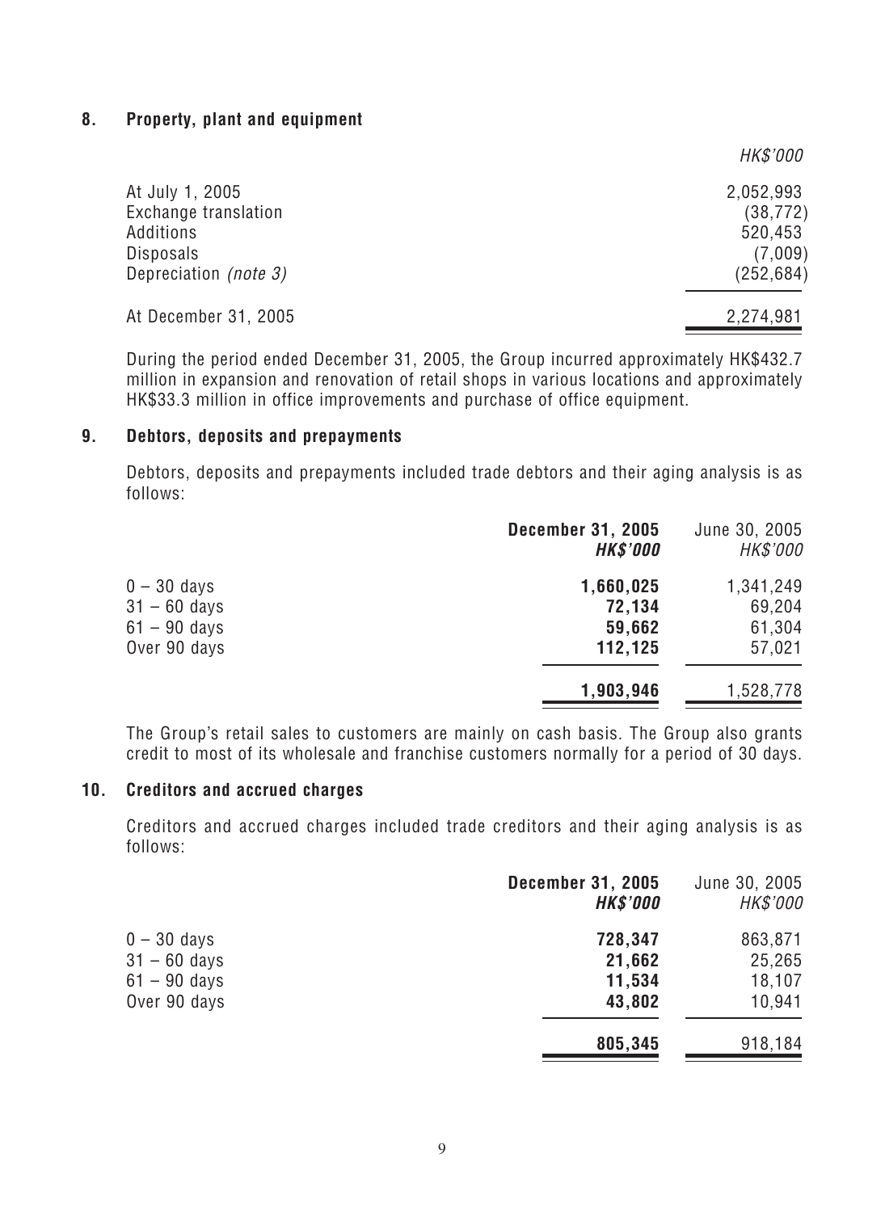## 8. Property, plant and equipment

| | *HK$'000* |
|---|---|
| At July 1, 2005 | 2,052,993 |
| Exchange translation | (38,772) |
| Additions | 520,453 |
| Disposals | (7,009) |
| Depreciation *(note 3)* | (252,684) |
| At December 31, 2005 | 2,274,981 |

During the period ended December 31, 2005, the Group incurred approximately HK$432.7 million in expansion and renovation of retail shops in various locations and approximately HK$33.3 million in office improvements and purchase of office equipment.

## 9. Debtors, deposits and prepayments

Debtors, deposits and prepayments included trade debtors and their aging analysis is as follows:

| | **December 31, 2005** | June 30, 2005 |
|---|---|---|
| | ***HK$'000*** | *HK$'000* |
| 0 – 30 days | **1,660,025** | 1,341,249 |
| 31 – 60 days | **72,134** | 69,204 |
| 61 – 90 days | **59,662** | 61,304 |
| Over 90 days | **112,125** | 57,021 |
| | **1,903,946** | 1,528,778 |

The Group's retail sales to customers are mainly on cash basis. The Group also grants credit to most of its wholesale and franchise customers normally for a period of 30 days.

## 10. Creditors and accrued charges

Creditors and accrued charges included trade creditors and their aging analysis is as follows:

| | **December 31, 2005** | June 30, 2005 |
|---|---|---|
| | ***HK$'000*** | *HK$'000* |
| 0 – 30 days | **728,347** | 863,871 |
| 31 – 60 days | **21,662** | 25,265 |
| 61 – 90 days | **11,534** | 18,107 |
| Over 90 days | **43,802** | 10,941 |
| | **805,345** | 918,184 |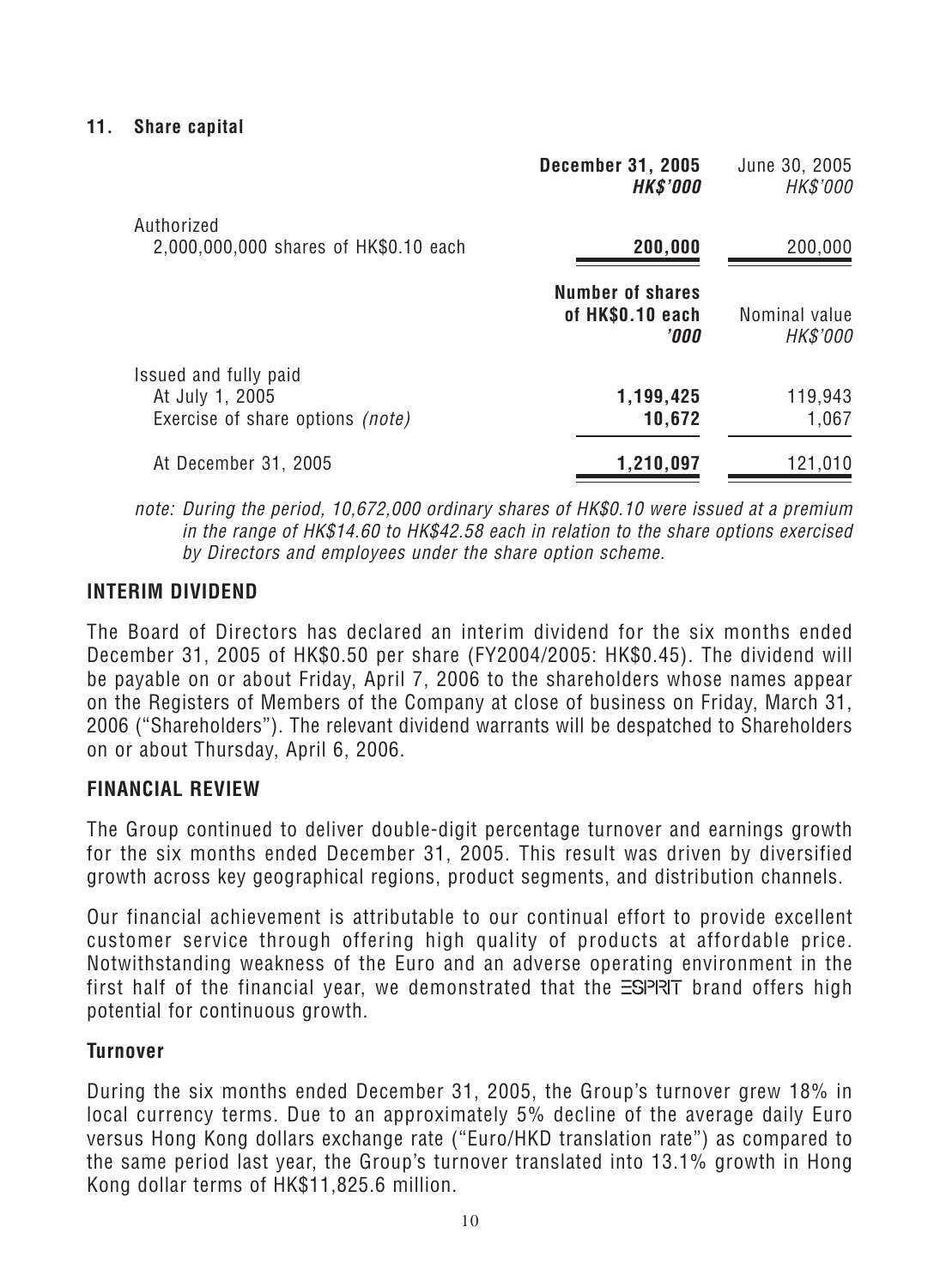**11. Share capital**

| | **December 31, 2005** | June 30, 2005 |
|---|---|---|
| | ***HK$'000*** | *HK$'000* |
| Authorized | | |
| 2,000,000,000 shares of HK$0.10 each | **200,000** | 200,000 |

| | **Number of shares of HK$0.10 each** | Nominal value |
|---|---|---|
| | ***'000*** | *HK$'000* |
| Issued and fully paid | | |
| At July 1, 2005 | **1,199,425** | 119,943 |
| Exercise of share options *(note)* | **10,672** | 1,067 |
| At December 31, 2005 | **1,210,097** | 121,010 |

*note: During the period, 10,672,000 ordinary shares of HK$0.10 were issued at a premium in the range of HK$14.60 to HK$42.58 each in relation to the share options exercised by Directors and employees under the share option scheme.*

## INTERIM DIVIDEND

The Board of Directors has declared an interim dividend for the six months ended December 31, 2005 of HK$0.50 per share (FY2004/2005: HK$0.45). The dividend will be payable on or about Friday, April 7, 2006 to the shareholders whose names appear on the Registers of Members of the Company at close of business on Friday, March 31, 2006 ("Shareholders"). The relevant dividend warrants will be despatched to Shareholders on or about Thursday, April 6, 2006.

## FINANCIAL REVIEW

The Group continued to deliver double-digit percentage turnover and earnings growth for the six months ended December 31, 2005. This result was driven by diversified growth across key geographical regions, product segments, and distribution channels.

Our financial achievement is attributable to our continual effort to provide excellent customer service through offering high quality of products at affordable price. Notwithstanding weakness of the Euro and an adverse operating environment in the first half of the financial year, we demonstrated that the ESPRIT brand offers high potential for continuous growth.

### Turnover

During the six months ended December 31, 2005, the Group's turnover grew 18% in local currency terms. Due to an approximately 5% decline of the average daily Euro versus Hong Kong dollars exchange rate ("Euro/HKD translation rate") as compared to the same period last year, the Group's turnover translated into 13.1% growth in Hong Kong dollar terms of HK$11,825.6 million.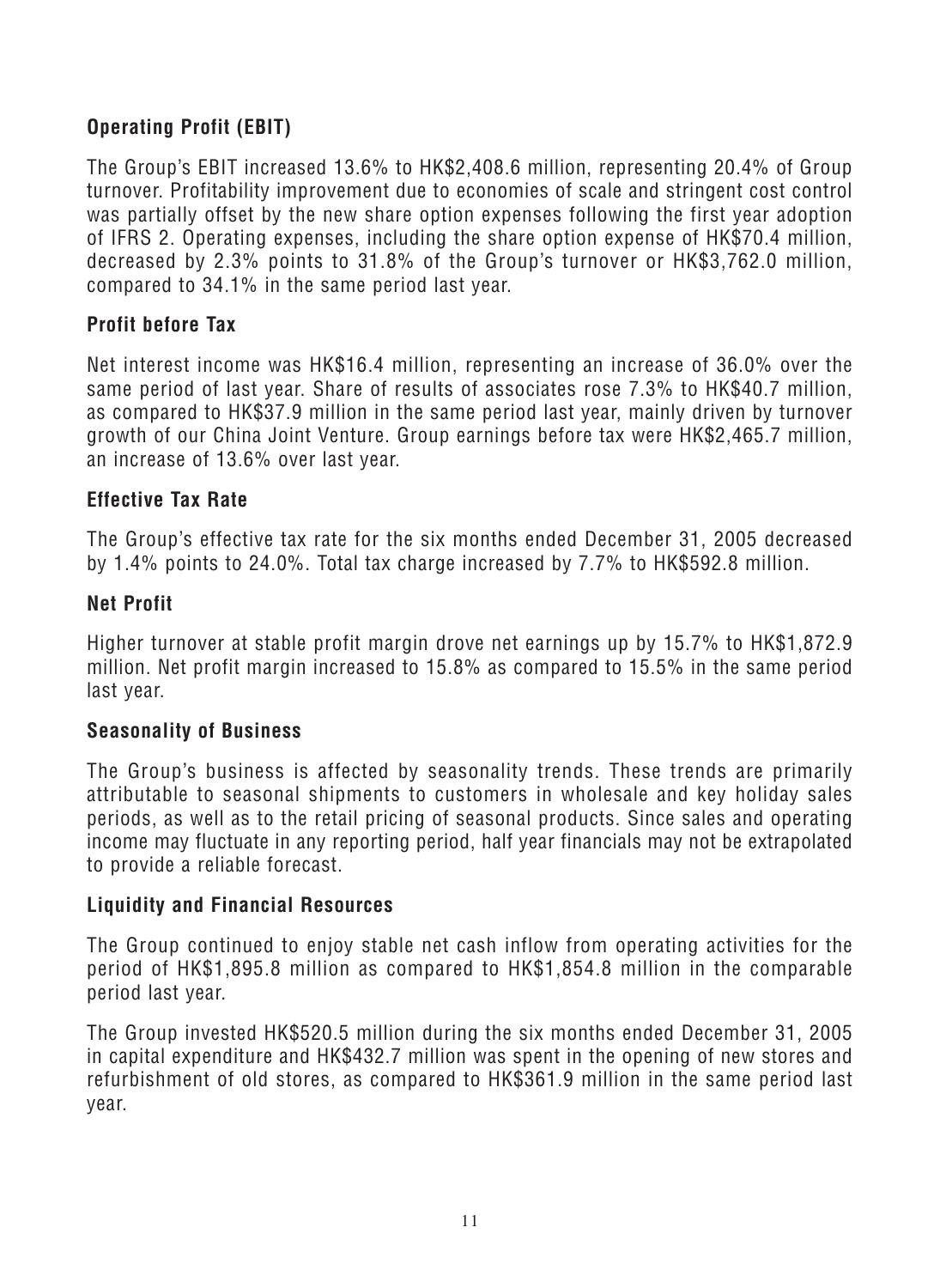**Operating Profit (EBIT)**

The Group's EBIT increased 13.6% to HK$2,408.6 million, representing 20.4% of Group turnover. Profitability improvement due to economies of scale and stringent cost control was partially offset by the new share option expenses following the first year adoption of IFRS 2. Operating expenses, including the share option expense of HK$70.4 million, decreased by 2.3% points to 31.8% of the Group's turnover or HK$3,762.0 million, compared to 34.1% in the same period last year.

**Profit before Tax**

Net interest income was HK$16.4 million, representing an increase of 36.0% over the same period of last year. Share of results of associates rose 7.3% to HK$40.7 million, as compared to HK$37.9 million in the same period last year, mainly driven by turnover growth of our China Joint Venture. Group earnings before tax were HK$2,465.7 million, an increase of 13.6% over last year.

**Effective Tax Rate**

The Group's effective tax rate for the six months ended December 31, 2005 decreased by 1.4% points to 24.0%. Total tax charge increased by 7.7% to HK$592.8 million.

**Net Profit**

Higher turnover at stable profit margin drove net earnings up by 15.7% to HK$1,872.9 million. Net profit margin increased to 15.8% as compared to 15.5% in the same period last year.

**Seasonality of Business**

The Group's business is affected by seasonality trends. These trends are primarily attributable to seasonal shipments to customers in wholesale and key holiday sales periods, as well as to the retail pricing of seasonal products. Since sales and operating income may fluctuate in any reporting period, half year financials may not be extrapolated to provide a reliable forecast.

**Liquidity and Financial Resources**

The Group continued to enjoy stable net cash inflow from operating activities for the period of HK$1,895.8 million as compared to HK$1,854.8 million in the comparable period last year.

The Group invested HK$520.5 million during the six months ended December 31, 2005 in capital expenditure and HK$432.7 million was spent in the opening of new stores and refurbishment of old stores, as compared to HK$361.9 million in the same period last year.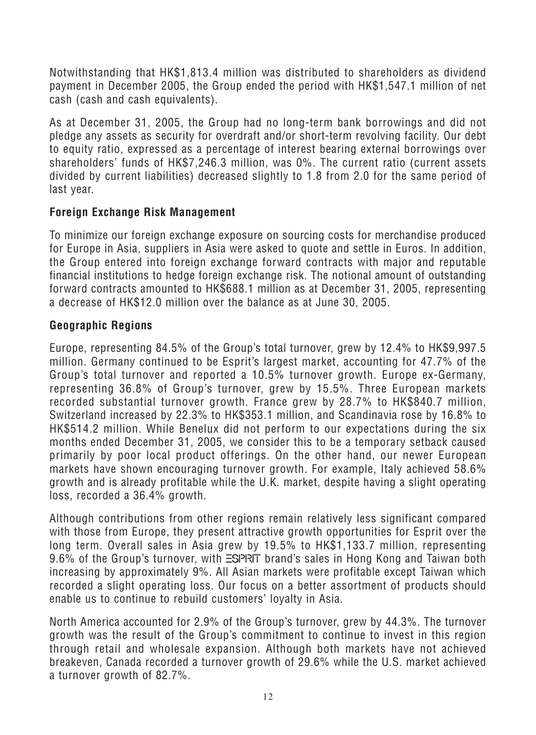Notwithstanding that HK$1,813.4 million was distributed to shareholders as dividend payment in December 2005, the Group ended the period with HK$1,547.1 million of net cash (cash and cash equivalents).

As at December 31, 2005, the Group had no long-term bank borrowings and did not pledge any assets as security for overdraft and/or short-term revolving facility. Our debt to equity ratio, expressed as a percentage of interest bearing external borrowings over shareholders' funds of HK$7,246.3 million, was 0%. The current ratio (current assets divided by current liabilities) decreased slightly to 1.8 from 2.0 for the same period of last year.

**Foreign Exchange Risk Management**

To minimize our foreign exchange exposure on sourcing costs for merchandise produced for Europe in Asia, suppliers in Asia were asked to quote and settle in Euros. In addition, the Group entered into foreign exchange forward contracts with major and reputable financial institutions to hedge foreign exchange risk. The notional amount of outstanding forward contracts amounted to HK$688.1 million as at December 31, 2005, representing a decrease of HK$12.0 million over the balance as at June 30, 2005.

**Geographic Regions**

Europe, representing 84.5% of the Group's total turnover, grew by 12.4% to HK$9,997.5 million. Germany continued to be Esprit's largest market, accounting for 47.7% of the Group's total turnover and reported a 10.5% turnover growth. Europe ex-Germany, representing 36.8% of Group's turnover, grew by 15.5%. Three European markets recorded substantial turnover growth. France grew by 28.7% to HK$840.7 million, Switzerland increased by 22.3% to HK$353.1 million, and Scandinavia rose by 16.8% to HK$514.2 million. While Benelux did not perform to our expectations during the six months ended December 31, 2005, we consider this to be a temporary setback caused primarily by poor local product offerings. On the other hand, our newer European markets have shown encouraging turnover growth. For example, Italy achieved 58.6% growth and is already profitable while the U.K. market, despite having a slight operating loss, recorded a 36.4% growth.

Although contributions from other regions remain relatively less significant compared with those from Europe, they present attractive growth opportunities for Esprit over the long term. Overall sales in Asia grew by 19.5% to HK$1,133.7 million, representing 9.6% of the Group's turnover, with ESPRIT brand's sales in Hong Kong and Taiwan both increasing by approximately 9%. All Asian markets were profitable except Taiwan which recorded a slight operating loss. Our focus on a better assortment of products should enable us to continue to rebuild customers' loyalty in Asia.

North America accounted for 2.9% of the Group's turnover, grew by 44.3%. The turnover growth was the result of the Group's commitment to continue to invest in this region through retail and wholesale expansion. Although both markets have not achieved breakeven, Canada recorded a turnover growth of 29.6% while the U.S. market achieved a turnover growth of 82.7%.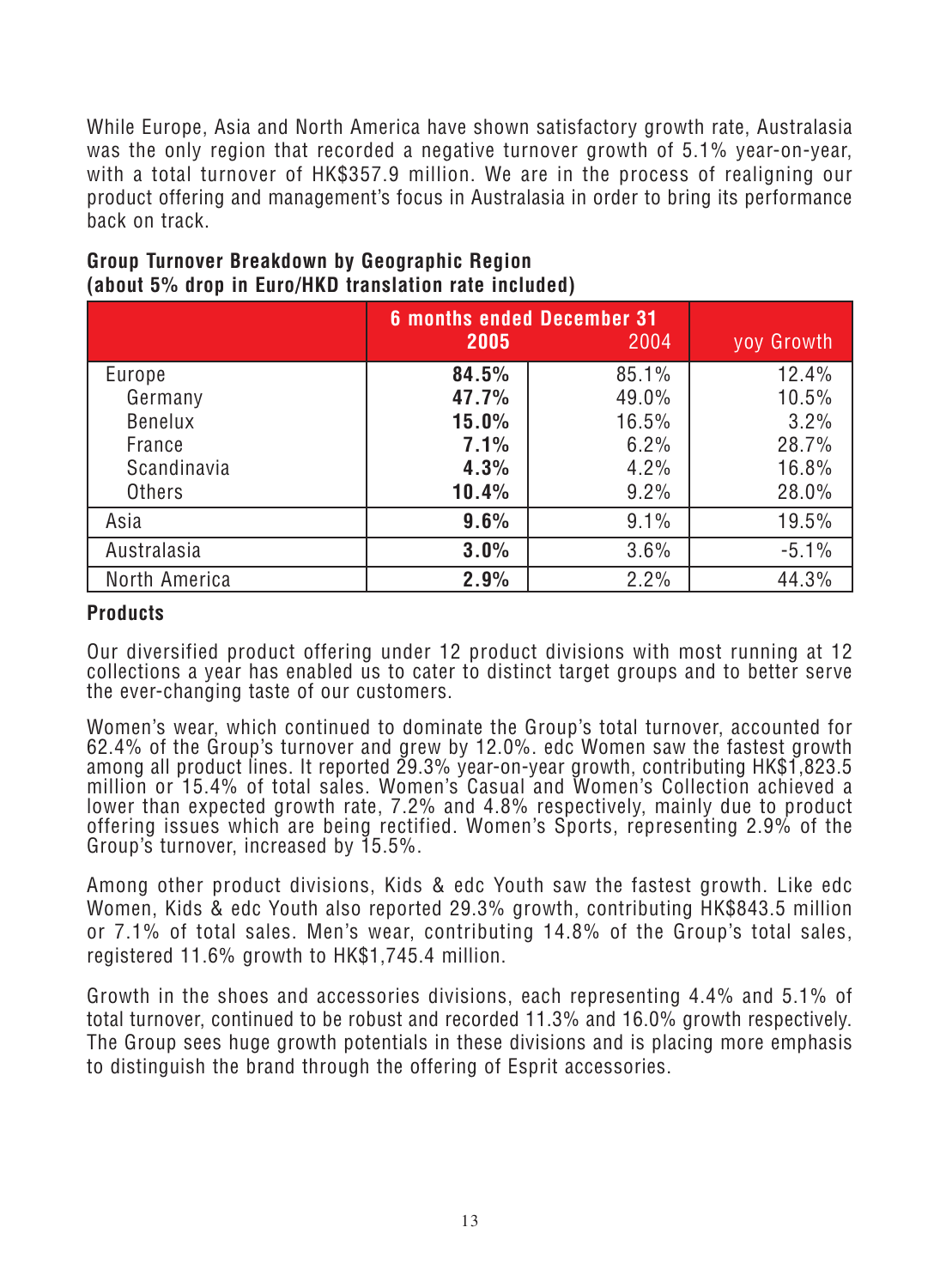While Europe, Asia and North America have shown satisfactory growth rate, Australasia was the only region that recorded a negative turnover growth of 5.1% year-on-year, with a total turnover of HK$357.9 million. We are in the process of realigning our product offering and management's focus in Australasia in order to bring its performance back on track.

**Group Turnover Breakdown by Geographic Region**
**(about 5% drop in Euro/HKD translation rate included)**

| | 6 months ended December 31 | | |
|---|---|---|---|
| | **2005** | 2004 | yoy Growth |
| Europe | **84.5%** | 85.1% | 12.4% |
| Germany | **47.7%** | 49.0% | 10.5% |
| Benelux | **15.0%** | 16.5% | 3.2% |
| France | **7.1%** | 6.2% | 28.7% |
| Scandinavia | **4.3%** | 4.2% | 16.8% |
| Others | **10.4%** | 9.2% | 28.0% |
| Asia | **9.6%** | 9.1% | 19.5% |
| Australasia | **3.0%** | 3.6% | -5.1% |
| North America | **2.9%** | 2.2% | 44.3% |

**Products**

Our diversified product offering under 12 product divisions with most running at 12 collections a year has enabled us to cater to distinct target groups and to better serve the ever-changing taste of our customers.

Women's wear, which continued to dominate the Group's total turnover, accounted for 62.4% of the Group's turnover and grew by 12.0%. edc Women saw the fastest growth among all product lines. It reported 29.3% year-on-year growth, contributing HK$1,823.5 million or 15.4% of total sales. Women's Casual and Women's Collection achieved a lower than expected growth rate, 7.2% and 4.8% respectively, mainly due to product offering issues which are being rectified. Women's Sports, representing 2.9% of the Group's turnover, increased by 15.5%.

Among other product divisions, Kids & edc Youth saw the fastest growth. Like edc Women, Kids & edc Youth also reported 29.3% growth, contributing HK$843.5 million or 7.1% of total sales. Men's wear, contributing 14.8% of the Group's total sales, registered 11.6% growth to HK$1,745.4 million.

Growth in the shoes and accessories divisions, each representing 4.4% and 5.1% of total turnover, continued to be robust and recorded 11.3% and 16.0% growth respectively. The Group sees huge growth potentials in these divisions and is placing more emphasis to distinguish the brand through the offering of Esprit accessories.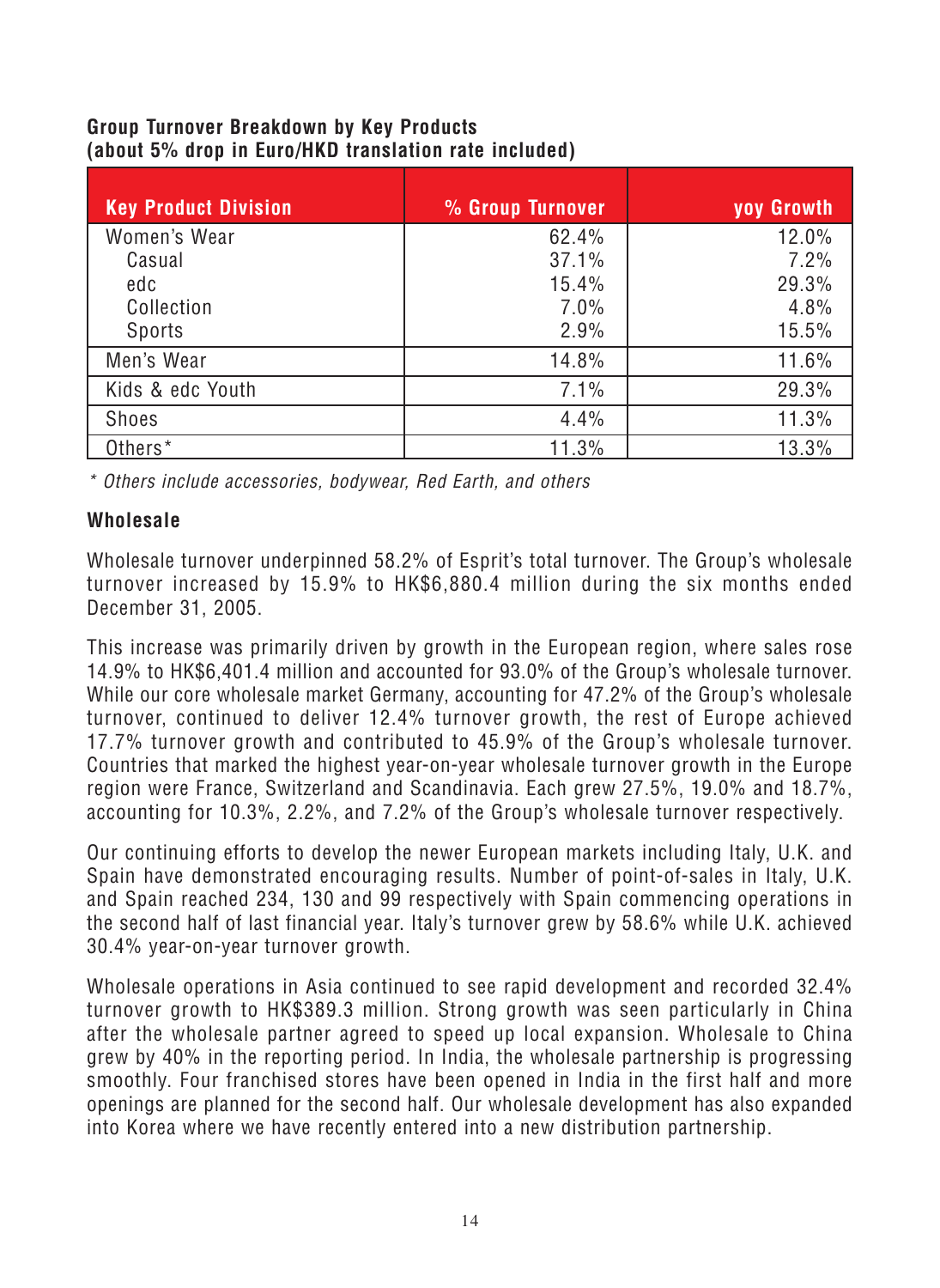**Group Turnover Breakdown by Key Products**
**(about 5% drop in Euro/HKD translation rate included)**

| Key Product Division | % Group Turnover | yoy Growth |
|---|---|---|
| Women's Wear | 62.4% | 12.0% |
| Casual | 37.1% | 7.2% |
| edc | 15.4% | 29.3% |
| Collection | 7.0% | 4.8% |
| Sports | 2.9% | 15.5% |
| Men's Wear | 14.8% | 11.6% |
| Kids & edc Youth | 7.1% | 29.3% |
| Shoes | 4.4% | 11.3% |
| Others* | 11.3% | 13.3% |

*\* Others include accessories, bodywear, Red Earth, and others*

**Wholesale**

Wholesale turnover underpinned 58.2% of Esprit's total turnover. The Group's wholesale turnover increased by 15.9% to HK$6,880.4 million during the six months ended December 31, 2005.

This increase was primarily driven by growth in the European region, where sales rose 14.9% to HK$6,401.4 million and accounted for 93.0% of the Group's wholesale turnover. While our core wholesale market Germany, accounting for 47.2% of the Group's wholesale turnover, continued to deliver 12.4% turnover growth, the rest of Europe achieved 17.7% turnover growth and contributed to 45.9% of the Group's wholesale turnover. Countries that marked the highest year-on-year wholesale turnover growth in the Europe region were France, Switzerland and Scandinavia. Each grew 27.5%, 19.0% and 18.7%, accounting for 10.3%, 2.2%, and 7.2% of the Group's wholesale turnover respectively.

Our continuing efforts to develop the newer European markets including Italy, U.K. and Spain have demonstrated encouraging results. Number of point-of-sales in Italy, U.K. and Spain reached 234, 130 and 99 respectively with Spain commencing operations in the second half of last financial year. Italy's turnover grew by 58.6% while U.K. achieved 30.4% year-on-year turnover growth.

Wholesale operations in Asia continued to see rapid development and recorded 32.4% turnover growth to HK$389.3 million. Strong growth was seen particularly in China after the wholesale partner agreed to speed up local expansion. Wholesale to China grew by 40% in the reporting period. In India, the wholesale partnership is progressing smoothly. Four franchised stores have been opened in India in the first half and more openings are planned for the second half. Our wholesale development has also expanded into Korea where we have recently entered into a new distribution partnership.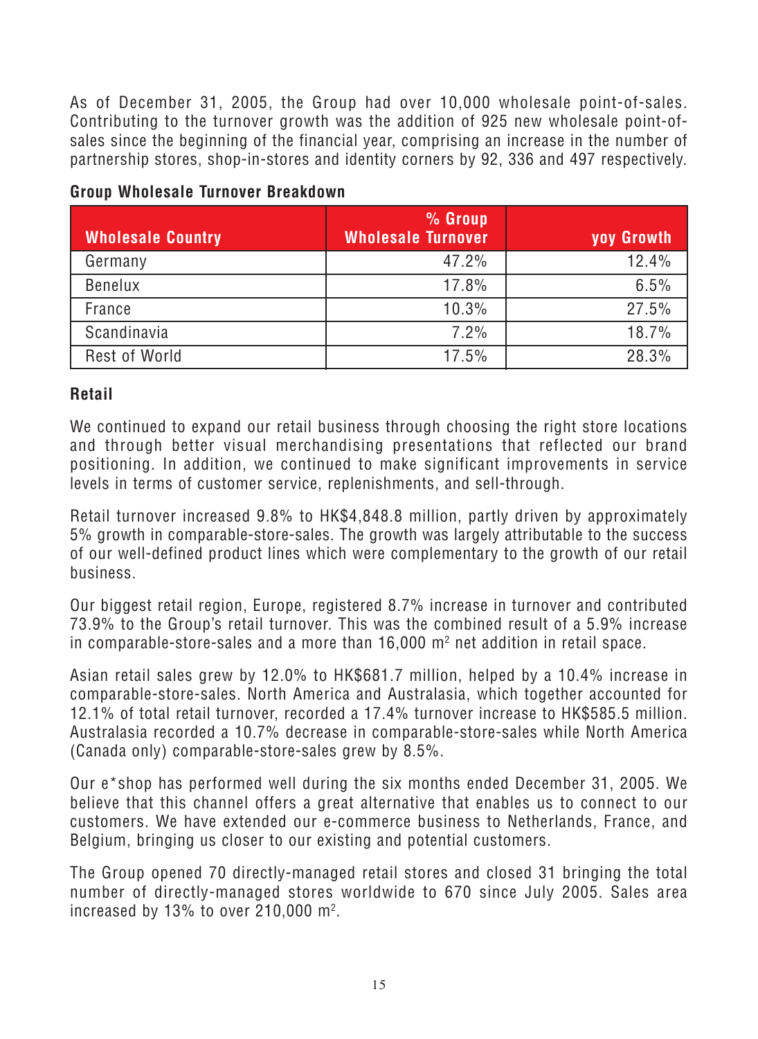As of December 31, 2005, the Group had over 10,000 wholesale point-of-sales. Contributing to the turnover growth was the addition of 925 new wholesale point-of-sales since the beginning of the financial year, comprising an increase in the number of partnership stores, shop-in-stores and identity corners by 92, 336 and 497 respectively.

**Group Wholesale Turnover Breakdown**

| Wholesale Country | % Group Wholesale Turnover | yoy Growth |
|---|---|---|
| Germany | 47.2% | 12.4% |
| Benelux | 17.8% | 6.5% |
| France | 10.3% | 27.5% |
| Scandinavia | 7.2% | 18.7% |
| Rest of World | 17.5% | 28.3% |

**Retail**

We continued to expand our retail business through choosing the right store locations and through better visual merchandising presentations that reflected our brand positioning. In addition, we continued to make significant improvements in service levels in terms of customer service, replenishments, and sell-through.

Retail turnover increased 9.8% to HK$4,848.8 million, partly driven by approximately 5% growth in comparable-store-sales. The growth was largely attributable to the success of our well-defined product lines which were complementary to the growth of our retail business.

Our biggest retail region, Europe, registered 8.7% increase in turnover and contributed 73.9% to the Group's retail turnover. This was the combined result of a 5.9% increase in comparable-store-sales and a more than 16,000 $m^2$ net addition in retail space.

Asian retail sales grew by 12.0% to HK$681.7 million, helped by a 10.4% increase in comparable-store-sales. North America and Australasia, which together accounted for 12.1% of total retail turnover, recorded a 17.4% turnover increase to HK$585.5 million. Australasia recorded a 10.7% decrease in comparable-store-sales while North America (Canada only) comparable-store-sales grew by 8.5%.

Our e*shop has performed well during the six months ended December 31, 2005. We believe that this channel offers a great alternative that enables us to connect to our customers. We have extended our e-commerce business to Netherlands, France, and Belgium, bringing us closer to our existing and potential customers.

The Group opened 70 directly-managed retail stores and closed 31 bringing the total number of directly-managed stores worldwide to 670 since July 2005. Sales area increased by 13% to over 210,000 $m^2$.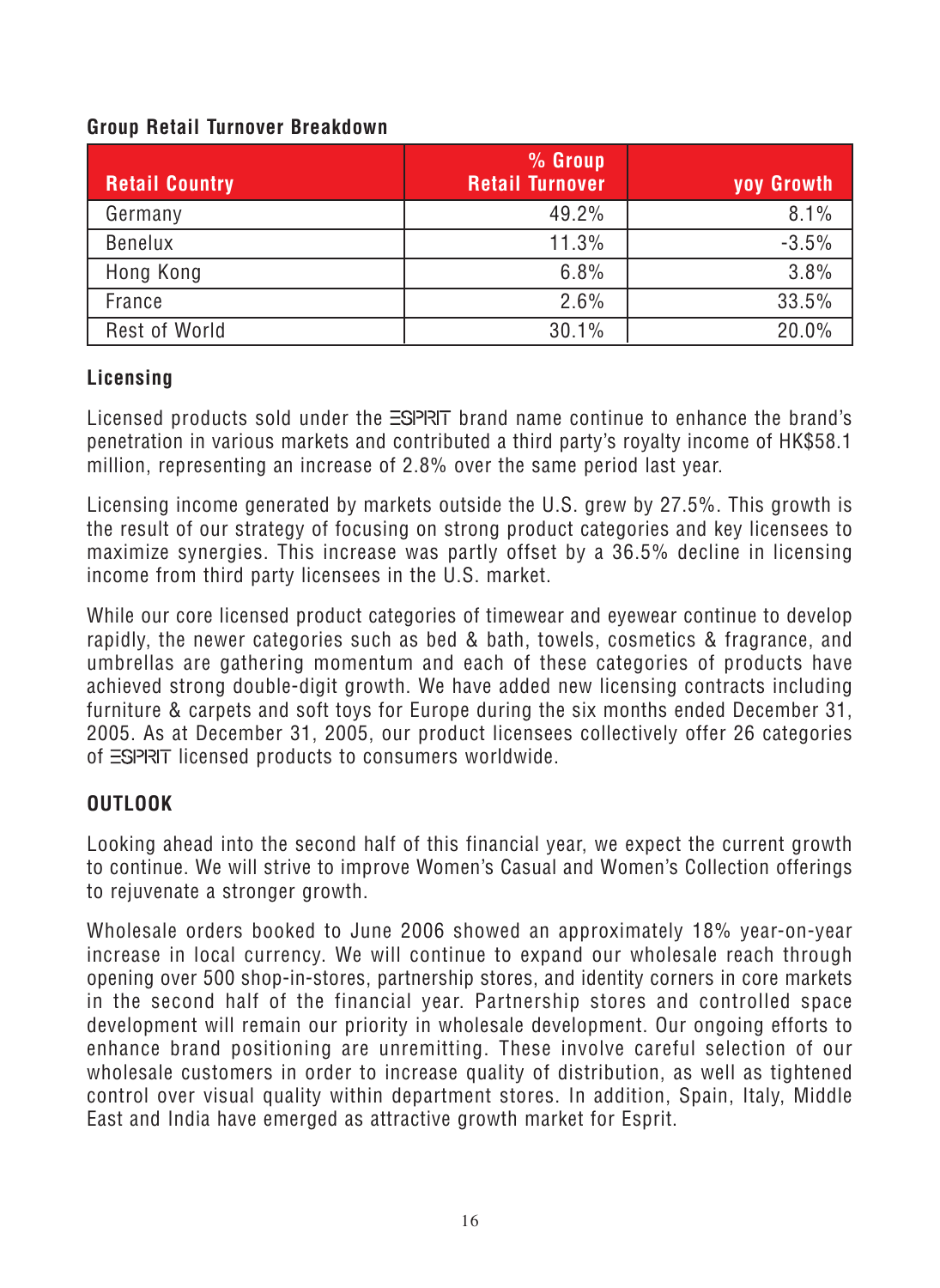**Group Retail Turnover Breakdown**

| Retail Country | % Group Retail Turnover | yoy Growth |
|---|---|---|
| Germany | 49.2% | 8.1% |
| Benelux | 11.3% | -3.5% |
| Hong Kong | 6.8% | 3.8% |
| France | 2.6% | 33.5% |
| Rest of World | 30.1% | 20.0% |

**Licensing**

Licensed products sold under the ESPRIT brand name continue to enhance the brand's penetration in various markets and contributed a third party's royalty income of HK$58.1 million, representing an increase of 2.8% over the same period last year.

Licensing income generated by markets outside the U.S. grew by 27.5%. This growth is the result of our strategy of focusing on strong product categories and key licensees to maximize synergies. This increase was partly offset by a 36.5% decline in licensing income from third party licensees in the U.S. market.

While our core licensed product categories of timewear and eyewear continue to develop rapidly, the newer categories such as bed & bath, towels, cosmetics & fragrance, and umbrellas are gathering momentum and each of these categories of products have achieved strong double-digit growth. We have added new licensing contracts including furniture & carpets and soft toys for Europe during the six months ended December 31, 2005. As at December 31, 2005, our product licensees collectively offer 26 categories of ESPRIT licensed products to consumers worldwide.

## OUTLOOK

Looking ahead into the second half of this financial year, we expect the current growth to continue. We will strive to improve Women's Casual and Women's Collection offerings to rejuvenate a stronger growth.

Wholesale orders booked to June 2006 showed an approximately 18% year-on-year increase in local currency. We will continue to expand our wholesale reach through opening over 500 shop-in-stores, partnership stores, and identity corners in core markets in the second half of the financial year. Partnership stores and controlled space development will remain our priority in wholesale development. Our ongoing efforts to enhance brand positioning are unremitting. These involve careful selection of our wholesale customers in order to increase quality of distribution, as well as tightened control over visual quality within department stores. In addition, Spain, Italy, Middle East and India have emerged as attractive growth market for Esprit.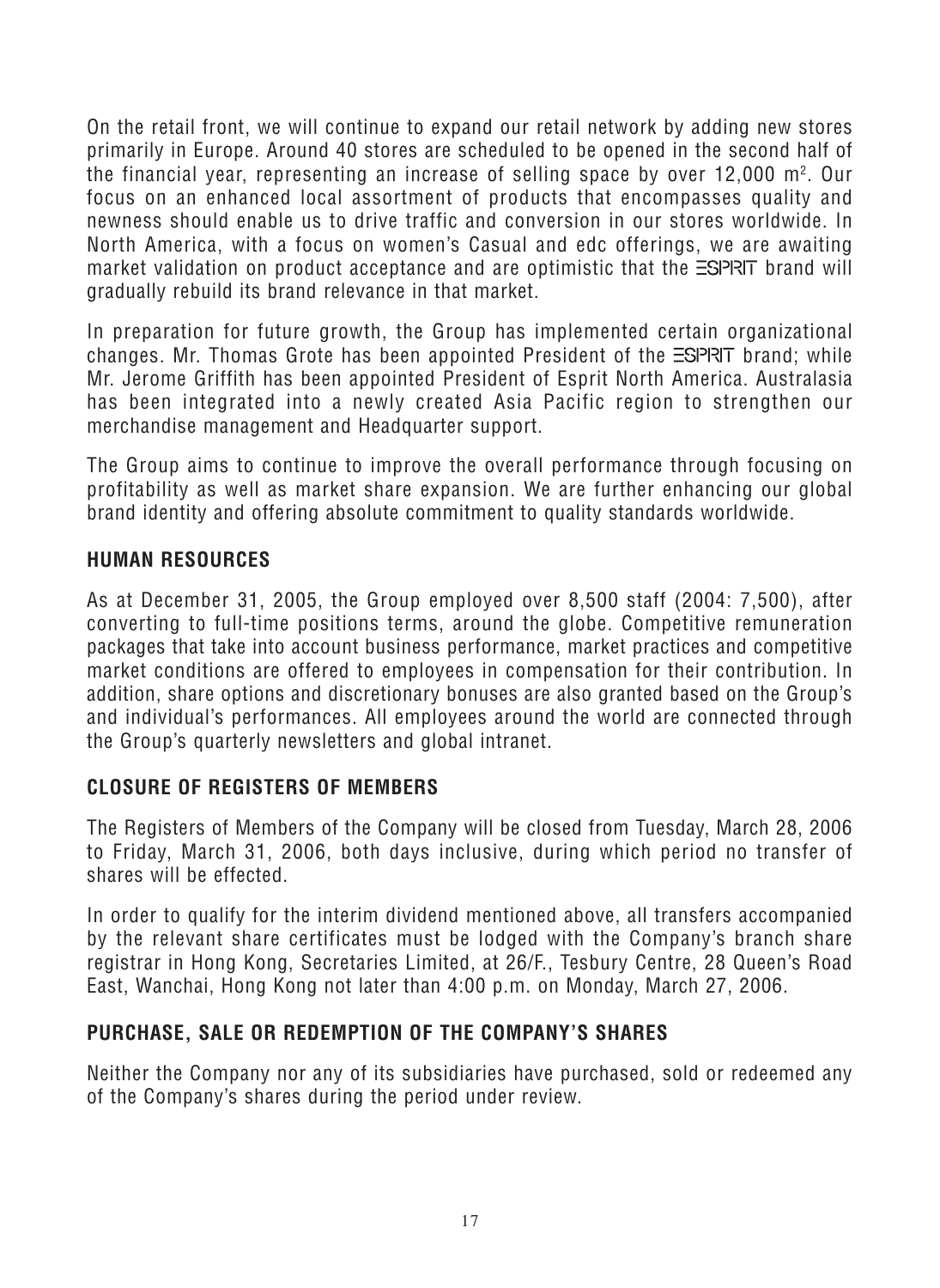On the retail front, we will continue to expand our retail network by adding new stores primarily in Europe. Around 40 stores are scheduled to be opened in the second half of the financial year, representing an increase of selling space by over 12,000 $m^2$. Our focus on an enhanced local assortment of products that encompasses quality and newness should enable us to drive traffic and conversion in our stores worldwide. In North America, with a focus on women's Casual and edc offerings, we are awaiting market validation on product acceptance and are optimistic that the ESPRIT brand will gradually rebuild its brand relevance in that market.

In preparation for future growth, the Group has implemented certain organizational changes. Mr. Thomas Grote has been appointed President of the ESPRIT brand; while Mr. Jerome Griffith has been appointed President of Esprit North America. Australasia has been integrated into a newly created Asia Pacific region to strengthen our merchandise management and Headquarter support.

The Group aims to continue to improve the overall performance through focusing on profitability as well as market share expansion. We are further enhancing our global brand identity and offering absolute commitment to quality standards worldwide.

## HUMAN RESOURCES

As at December 31, 2005, the Group employed over 8,500 staff (2004: 7,500), after converting to full-time positions terms, around the globe. Competitive remuneration packages that take into account business performance, market practices and competitive market conditions are offered to employees in compensation for their contribution. In addition, share options and discretionary bonuses are also granted based on the Group's and individual's performances. All employees around the world are connected through the Group's quarterly newsletters and global intranet.

## CLOSURE OF REGISTERS OF MEMBERS

The Registers of Members of the Company will be closed from Tuesday, March 28, 2006 to Friday, March 31, 2006, both days inclusive, during which period no transfer of shares will be effected.

In order to qualify for the interim dividend mentioned above, all transfers accompanied by the relevant share certificates must be lodged with the Company's branch share registrar in Hong Kong, Secretaries Limited, at 26/F., Tesbury Centre, 28 Queen's Road East, Wanchai, Hong Kong not later than 4:00 p.m. on Monday, March 27, 2006.

## PURCHASE, SALE OR REDEMPTION OF THE COMPANY'S SHARES

Neither the Company nor any of its subsidiaries have purchased, sold or redeemed any of the Company's shares during the period under review.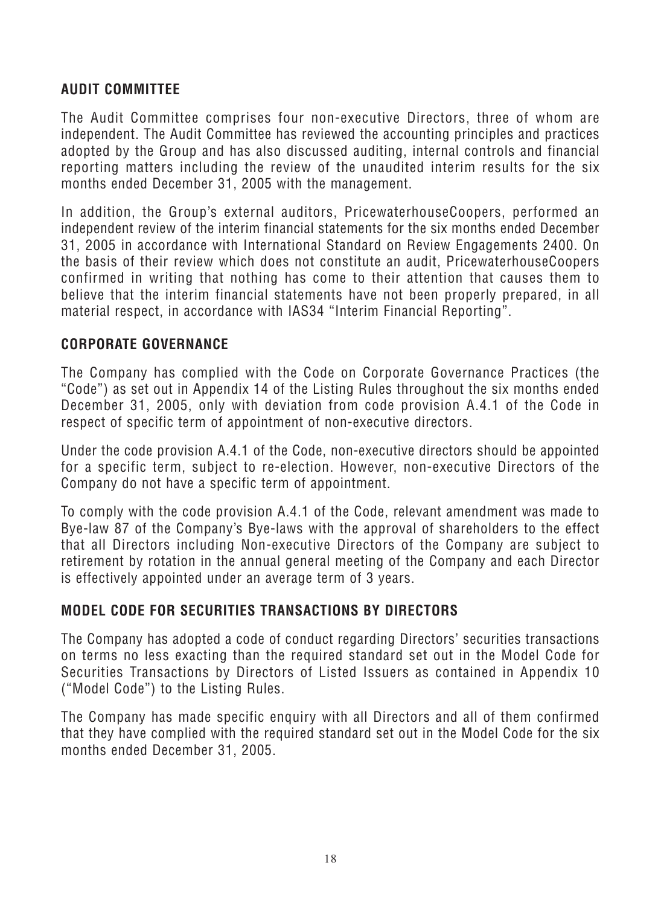## AUDIT COMMITTEE

The Audit Committee comprises four non-executive Directors, three of whom are independent. The Audit Committee has reviewed the accounting principles and practices adopted by the Group and has also discussed auditing, internal controls and financial reporting matters including the review of the unaudited interim results for the six months ended December 31, 2005 with the management.

In addition, the Group's external auditors, PricewaterhouseCoopers, performed an independent review of the interim financial statements for the six months ended December 31, 2005 in accordance with International Standard on Review Engagements 2400. On the basis of their review which does not constitute an audit, PricewaterhouseCoopers confirmed in writing that nothing has come to their attention that causes them to believe that the interim financial statements have not been properly prepared, in all material respect, in accordance with IAS34 "Interim Financial Reporting".

## CORPORATE GOVERNANCE

The Company has complied with the Code on Corporate Governance Practices (the "Code") as set out in Appendix 14 of the Listing Rules throughout the six months ended December 31, 2005, only with deviation from code provision A.4.1 of the Code in respect of specific term of appointment of non-executive directors.

Under the code provision A.4.1 of the Code, non-executive directors should be appointed for a specific term, subject to re-election. However, non-executive Directors of the Company do not have a specific term of appointment.

To comply with the code provision A.4.1 of the Code, relevant amendment was made to Bye-law 87 of the Company's Bye-laws with the approval of shareholders to the effect that all Directors including Non-executive Directors of the Company are subject to retirement by rotation in the annual general meeting of the Company and each Director is effectively appointed under an average term of 3 years.

## MODEL CODE FOR SECURITIES TRANSACTIONS BY DIRECTORS

The Company has adopted a code of conduct regarding Directors' securities transactions on terms no less exacting than the required standard set out in the Model Code for Securities Transactions by Directors of Listed Issuers as contained in Appendix 10 ("Model Code") to the Listing Rules.

The Company has made specific enquiry with all Directors and all of them confirmed that they have complied with the required standard set out in the Model Code for the six months ended December 31, 2005.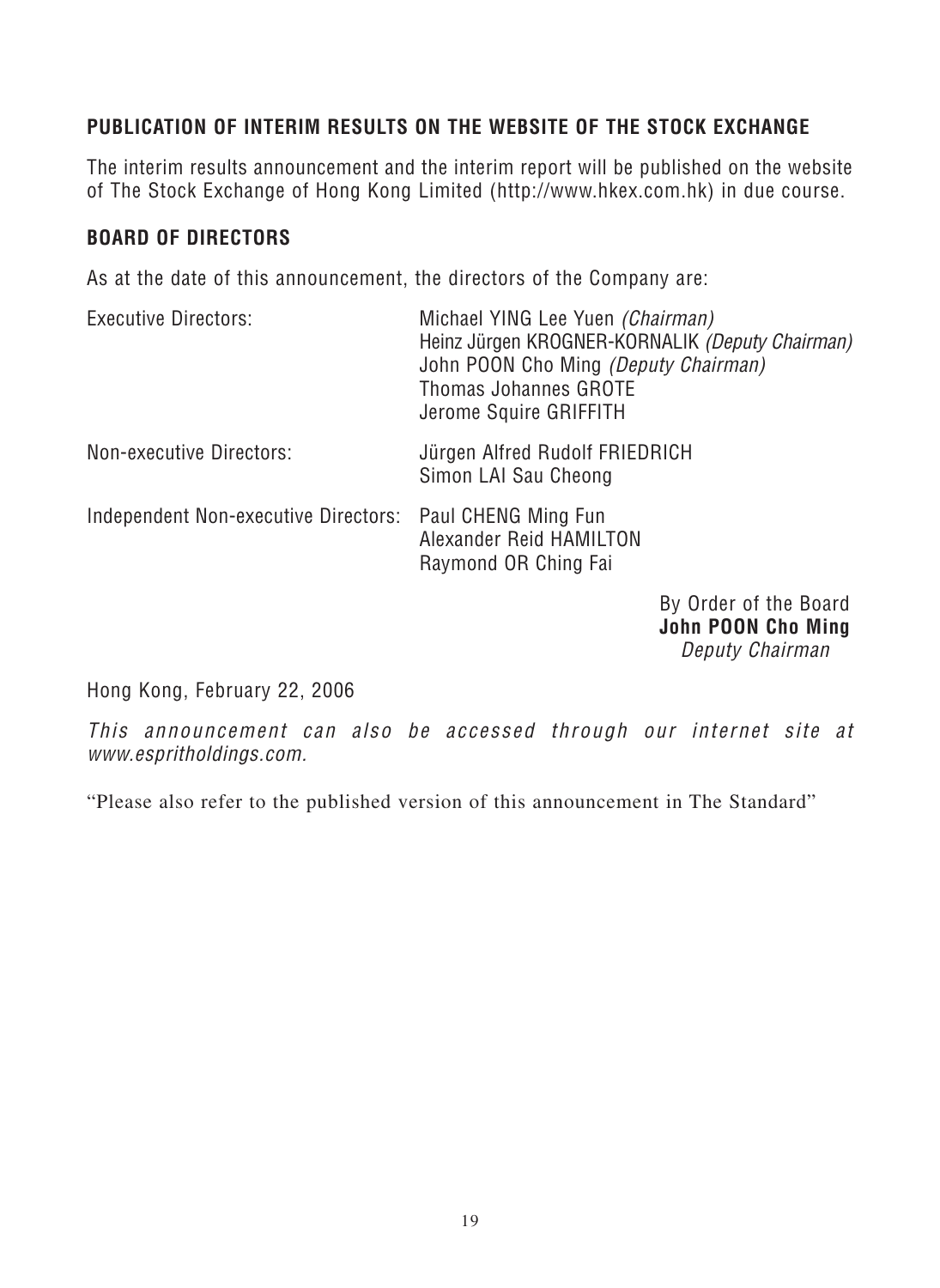## PUBLICATION OF INTERIM RESULTS ON THE WEBSITE OF THE STOCK EXCHANGE

The interim results announcement and the interim report will be published on the website of The Stock Exchange of Hong Kong Limited (http://www.hkex.com.hk) in due course.

## BOARD OF DIRECTORS

As at the date of this announcement, the directors of the Company are:

| | |
|---|---|
| Executive Directors: | Michael YING Lee Yuen *(Chairman)*<br>Heinz Jürgen KROGNER-KORNALIK *(Deputy Chairman)*<br>John POON Cho Ming *(Deputy Chairman)*<br>Thomas Johannes GROTE<br>Jerome Squire GRIFFITH |
| Non-executive Directors: | Jürgen Alfred Rudolf FRIEDRICH<br>Simon LAI Sau Cheong |
| Independent Non-executive Directors: | Paul CHENG Ming Fun<br>Alexander Reid HAMILTON<br>Raymond OR Ching Fai |

By Order of the Board
**John POON Cho Ming**
*Deputy Chairman*

Hong Kong, February 22, 2006

*This announcement can also be accessed through our internet site at www.espritholdings.com.*

"Please also refer to the published version of this announcement in The Standard"